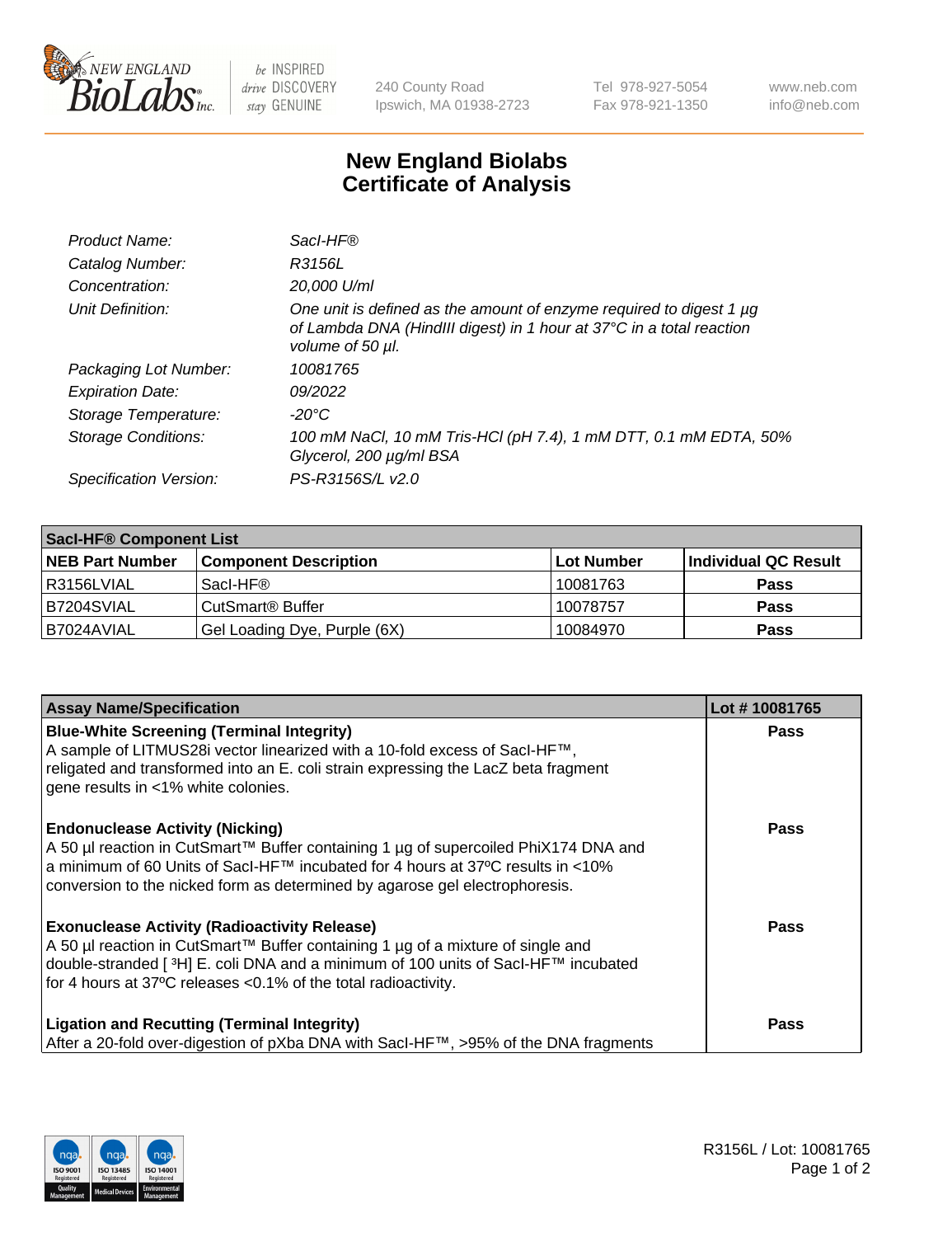# New England Biolabs Certificate of Analysis

| | |
|---|---|
| *Product Name:* | *SacI-HF®* |
| *Catalog Number:* | *R3156L* |
| *Concentration:* | *20,000 U/ml* |
| *Unit Definition:* | *One unit is defined as the amount of enzyme required to digest 1 µg of Lambda DNA (HindIII digest) in 1 hour at 37°C in a total reaction volume of 50 µl.* |
| *Packaging Lot Number:* | *10081765* |
| *Expiration Date:* | *09/2022* |
| *Storage Temperature:* | *-20°C* |
| *Storage Conditions:* | *100 mM NaCl, 10 mM Tris-HCl (pH 7.4), 1 mM DTT, 0.1 mM EDTA, 50% Glycerol, 200 µg/ml BSA* |
| *Specification Version:* | *PS-R3156S/L v2.0* |

| **SacI-HF® Component List** | | | |
|---|---|---|---|
| **NEB Part Number** | **Component Description** | **Lot Number** | **Individual QC Result** |
| R3156LVIAL | SacI-HF® | 10081763 | **Pass** |
| B7204SVIAL | CutSmart® Buffer | 10078757 | **Pass** |
| B7024AVIAL | Gel Loading Dye, Purple (6X) | 10084970 | **Pass** |

| **Assay Name/Specification** | **Lot # 10081765** |
|---|---|
| **Blue-White Screening (Terminal Integrity)** A sample of LITMUS28i vector linearized with a 10-fold excess of SacI-HF™, religated and transformed into an E. coli strain expressing the LacZ beta fragment gene results in <1% white colonies. | **Pass** |
| **Endonuclease Activity (Nicking)** A 50 µl reaction in CutSmart™ Buffer containing 1 µg of supercoiled PhiX174 DNA and a minimum of 60 Units of SacI-HF™ incubated for 4 hours at 37ºC results in <10% conversion to the nicked form as determined by agarose gel electrophoresis. | **Pass** |
| **Exonuclease Activity (Radioactivity Release)** A 50 µl reaction in CutSmart™ Buffer containing 1 µg of a mixture of single and double-stranded [ $^3$H] E. coli DNA and a minimum of 100 units of SacI-HF™ incubated for 4 hours at 37ºC releases <0.1% of the total radioactivity. | **Pass** |
| **Ligation and Recutting (Terminal Integrity)** After a 20-fold over-digestion of pXba DNA with SacI-HF™, >95% of the DNA fragments | **Pass** |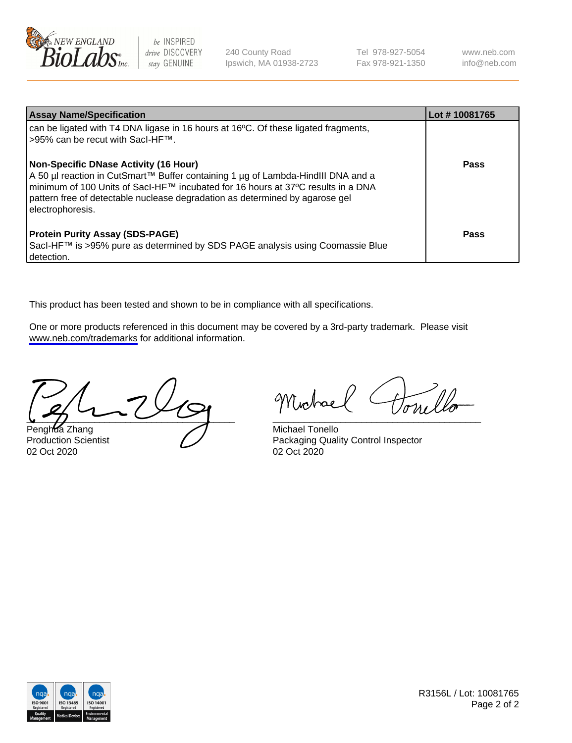| Assay Name/Specification | Lot # 10081765 |
| --- | --- |
| can be ligated with T4 DNA ligase in 16 hours at 16ºC. Of these ligated fragments, >95% can be recut with SacI-HF™. | |
| **Non-Specific DNase Activity (16 Hour)**<br>A 50 µl reaction in CutSmart™ Buffer containing 1 µg of Lambda-HindIII DNA and a minimum of 100 Units of SacI-HF™ incubated for 16 hours at 37ºC results in a DNA pattern free of detectable nuclease degradation as determined by agarose gel electrophoresis. | **Pass** |
| **Protein Purity Assay (SDS-PAGE)**<br>SacI-HF™ is >95% pure as determined by SDS PAGE analysis using Coomassie Blue detection. | **Pass** |

This product has been tested and shown to be in compliance with all specifications.

One or more products referenced in this document may be covered by a 3rd-party trademark. Please visit www.neb.com/trademarks for additional information.

Penghua Zhang
Production Scientist
02 Oct 2020

Michael Tonello
Packaging Quality Control Inspector
02 Oct 2020

R3156L / Lot: 10081765